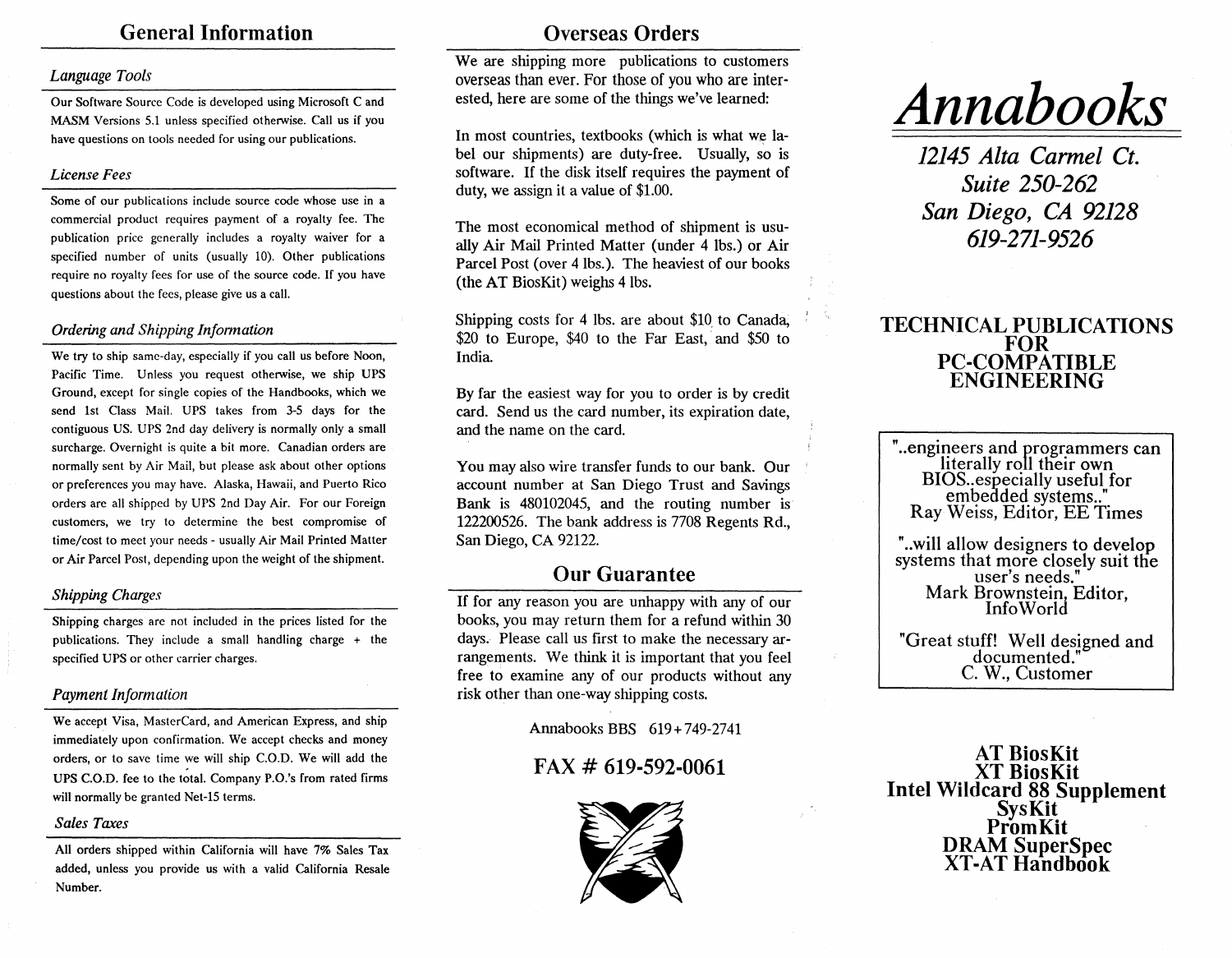## General Information

### *Language Tools*

Our Software Source Code is developed using Microsoft C and MASM Versions 5.1 unless specified otherwise. Call us if you have questions on tools needed for using our publications.

### *License Fees*

Some of our publications include source code whose use in a commercial product requires payment of a royalty fee. The publication price generally includes a royalty waiver for a specified number of units (usually 10). Other publications require no royalty fees for use of the source code. If you have questions about the fees, please give us a call.

### *Ordering and Shipping Information*

We try to ship same-day, especially if you call us before Noon, Pacific Time. Unless you request otherwise, we ship UPS Ground, except for single copies of the Handbooks, which we send 1st Class Mail. UPS takes from 3-5 days for the contiguous US. UPS 2nd day delivery is normally only a small surcharge. Overnight is quite a bit more. Canadian orders are normally sent by Air Mail, but please ask about other options or preferences you may have. Alaska, Hawaii, and Puerto Rico orders are all shipped by UPS 2nd Day Air. For our Foreign customers, we try to determine the best compromise of time/cost to meet your needs - usually Air Mail Printed Matter or Air Parcel Post, depending upon the weight of the shipment.

### *Shipping Charges*

Shipping charges are not included in the prices listed for the publications. They include a small handling charge + the specified UPS or other carrier charges.

### *Payment Information*

We accept Visa, MasterCard, and American Express, and ship immediately upon confirmation. We accept checks and money orders, or to save time we will ship C.O.D. We will add the UPS C.O.D. fee to the total. Company P.O.'s from rated firms will normally be granted Net-15 terms.

### *Sales Taxes*

All orders shipped within California will have 7% Sales Tax added, unless you provide us with a valid California Resale Number.

## Overseas Orders

We are shipping more publications to customers overseas than ever. For those of you who are interested, here are some of the things we've learned:

In most countries, textbooks (which is what we label our shipments) are duty-free. Usually, so is software. If the disk itself requires the payment of duty, we assign it a value of $1.00.

The most economical method of shipment is usually Air Mail Printed Matter (under 4 lbs.) or Air Parcel Post (over 4 lbs.). The heaviest of our books (the AT BiosKit) weighs 4 lbs.

Shipping costs for 4 lbs. are about $10 to Canada, $20 to Europe, $40 to the Far East, and $50 to India.

By far the easiest way for you to order is by credit card. Send us the card number, its expiration date, and the name on the card.

You may also wire transfer funds to our bank. Our account number at San Diego Trust and Savings Bank is 480102045, and the routing number is 122200526. The bank address is 7708 Regents Rd., San Diego, CA 92122.

## Our Guarantee

If for any reason you are unhappy with any of our books, you may return them for a refund within 30 days. Please call us first to make the necessary arrangements. We think it is important that you feel free to examine any of our products without any risk other than one-way shipping costs.

Annabooks BBS 619+749-2741

**FAX # 619-592-0061**

# *Annabooks*

*12145 Alta Carmel Ct.*
*Suite 250-262*
*San Diego, CA 92128*
*619-271-9526*

**TECHNICAL PUBLICATIONS FOR PC-COMPATIBLE ENGINEERING**

"..engineers and programmers can literally roll their own BIOS..especially useful for embedded systems.."
Ray Weiss, Editor, EE Times

"..will allow designers to develop systems that more closely suit the user's needs."
Mark Brownstein, Editor, InfoWorld

"Great stuff! Well designed and documented."
C. W., Customer

**AT BiosKit**
**XT BiosKit**
**Intel Wildcard 88 Supplement**
**SysKit**
**PromKit**
**DRAM SuperSpec**
**XT-AT Handbook**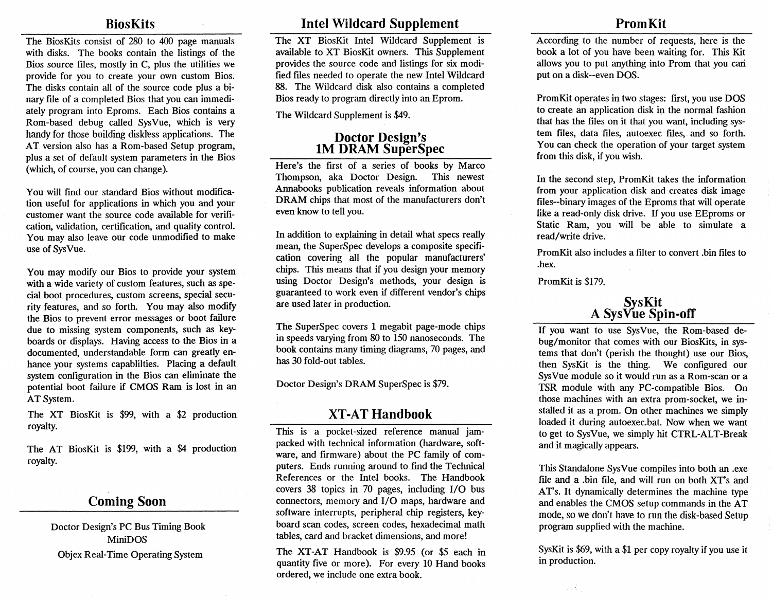## BiosKits

The BiosKits consist of 280 to 400 page manuals with disks. The books contain the listings of the Bios source files, mostly in C, plus the utilities we provide for you to create your own custom Bios. The disks contain all of the source code plus a binary file of a completed Bios that you can immediately program into Eproms. Each Bios contains a Rom-based debug called SysVue, which is very handy for those building diskless applications. The AT version also has a Rom-based Setup program, plus a set of default system parameters in the Bios (which, of course, you can change).

You will find our standard Bios without modification useful for applications in which you and your customer want the source code available for verification, validation, certification, and quality control. You may also leave our code unmodified to make use of SysVue.

You may modify our Bios to provide your system with a wide variety of custom features, such as special boot procedures, custom screens, special security features, and so forth. You may also modify the Bios to prevent error messages or boot failure due to missing system components, such as keyboards or displays. Having access to the Bios in a documented, understandable form can greatly enhance your systems capablilties. Placing a default system configuration in the Bios can eliminate the potential boot failure if CMOS Ram is lost in an AT System.

The XT BiosKit is $99, with a $2 production royalty.

The AT BiosKit is $199, with a $4 production royalty.

## Coming Soon

Doctor Design's PC Bus Timing Book

MiniDOS

Objex Real-Time Operating System

## Intel Wildcard Supplement

The XT BiosKit Intel Wildcard Supplement is available to XT BiosKit owners. This Supplement provides the source code and listings for six modified files needed to operate the new Intel Wildcard 88. The Wildcard disk also contains a completed Bios ready to program directly into an Eprom.

The Wildcard Supplement is $49.

## Doctor Design's 1M DRAM SuperSpec

Here's the first of a series of books by Marco Thompson, aka Doctor Design. This newest Annabooks publication reveals information about DRAM chips that most of the manufacturers don't even know to tell you.

In addition to explaining in detail what specs really mean, the SuperSpec develops a composite specification covering all the popular manufacturers' chips. This means that if you design your memory using Doctor Design's methods, your design is guaranteed to work even if different vendor's chips are used later in production.

The SuperSpec covers 1 megabit page-mode chips in speeds varying from 80 to 150 nanoseconds. The book contains many timing diagrams, 70 pages, and has 30 fold-out tables.

Doctor Design's DRAM SuperSpec is $79.

## XT-AT Handbook

This is a pocket-sized reference manual jam-packed with technical information (hardware, software, and firmware) about the PC family of computers. Ends running around to find the Technical References or the Intel books. The Handbook covers 38 topics in 70 pages, including I/O bus connectors, memory and I/O maps, hardware and software interrupts, peripheral chip registers, keyboard scan codes, screen codes, hexadecimal math tables, card and bracket dimensions, and more!

The XT-AT Handbook is $9.95 (or $5 each in quantity five or more). For every 10 Hand books ordered, we include one extra book.

## PromKit

According to the number of requests, here is the book a lot of you have been waiting for. This Kit allows you to put anything into Prom that you can put on a disk--even DOS.

PromKit operates in two stages: first, you use DOS to create an application disk in the normal fashion that has the files on it that you want, including system files, data files, autoexec files, and so forth. You can check the operation of your target system from this disk, if you wish.

In the second step, PromKit takes the information from your application disk and creates disk image files--binary images of the Eproms that will operate like a read-only disk drive. If you use EEproms or Static Ram, you will be able to simulate a read/write drive.

PromKit also includes a filter to convert .bin files to .hex.

PromKit is $179.

## SysKit A SysVue Spin-off

If you want to use SysVue, the Rom-based debug/monitor that comes with our BiosKits, in systems that don't (perish the thought) use our Bios, then SysKit is the thing. We configured our SysVue module so it would run as a Rom-scan or a TSR module with any PC-compatible Bios. On those machines with an extra prom-socket, we installed it as a prom. On other machines we simply loaded it during autoexec.bat. Now when we want to get to SysVue, we simply hit CTRL-ALT-Break and it magically appears.

This Standalone SysVue compiles into both an .exe file and a .bin file, and will run on both XT's and AT's. It dynamically determines the machine type and enables the CMOS setup commands in the AT mode, so we don't have to run the disk-based Setup program supplied with the machine.

SysKit is $69, with a $1 per copy royalty if you use it in production.